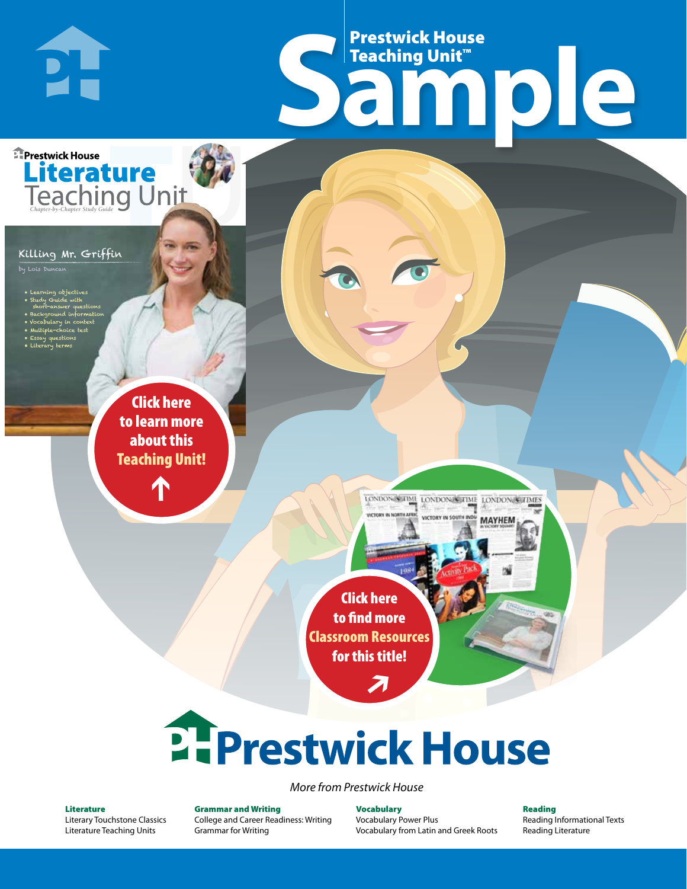Prestwick House Teaching Unit™

# Sample

Prestwick House

## Literature Teaching Unit

*Chapter-by-Chapter Study Guide*

### Killing Mr. Griffin

by Lois Duncan

- Learning objectives
- Study Guide with short-answer questions
- Background information
- Vocabulary in context
- Multiple-choice test
- Essay questions
- Literary terms

**Click here to learn more about this Teaching Unit!**

**Click here to find more Classroom Resources for this title!**

# Prestwick House

*More from Prestwick House*

**Literature**
Literary Touchstone Classics
Literature Teaching Units

**Grammar and Writing**
College and Career Readiness: Writing
Grammar for Writing

**Vocabulary**
Vocabulary Power Plus
Vocabulary from Latin and Greek Roots

**Reading**
Reading Informational Texts
Reading Literature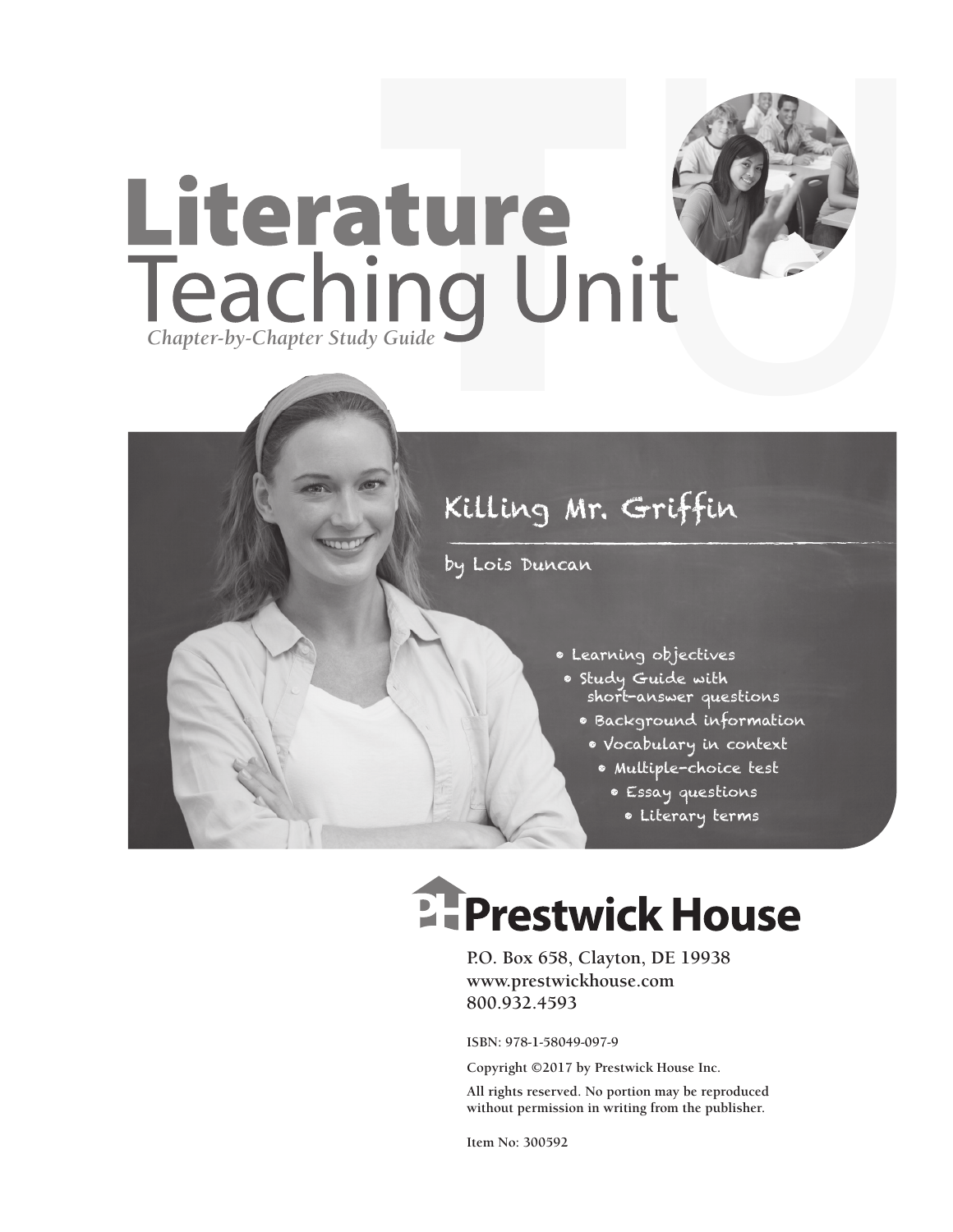# Literature Teaching Unit

*Chapter-by-Chapter Study Guide*

## Killing Mr. Griffin

by Lois Duncan

- Learning objectives
- Study Guide with short-answer questions
- Background information
- Vocabulary in context
- Multiple-choice test
- Essay questions
- Literary terms

**Prestwick House**

P.O. Box 658, Clayton, DE 19938
www.prestwickhouse.com
800.932.4593

ISBN: 978-1-58049-097-9

Copyright ©2017 by Prestwick House Inc.

All rights reserved. No portion may be reproduced without permission in writing from the publisher.

Item No: 300592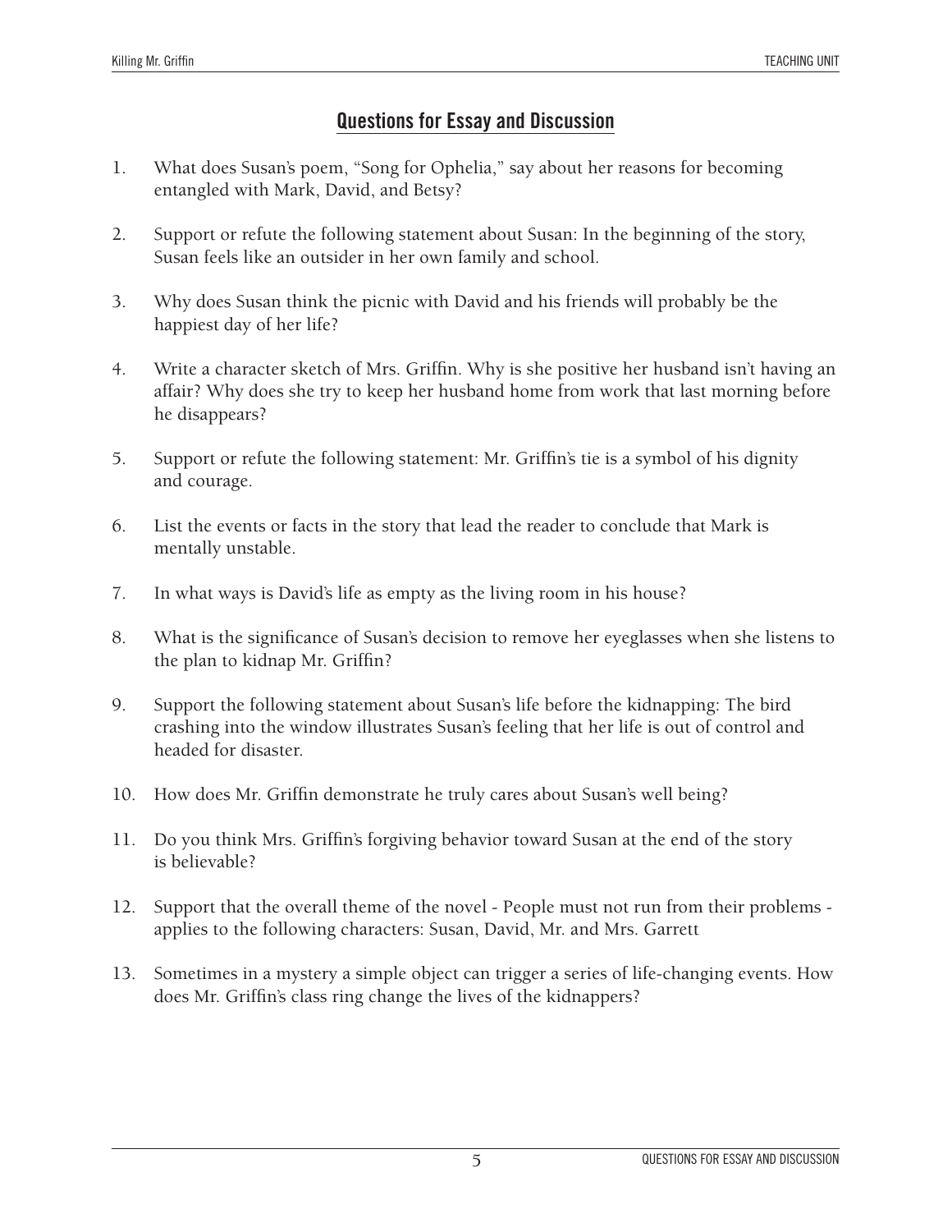## Questions for Essay and Discussion

1. What does Susan's poem, "Song for Ophelia," say about her reasons for becoming entangled with Mark, David, and Betsy?

2. Support or refute the following statement about Susan: In the beginning of the story, Susan feels like an outsider in her own family and school.

3. Why does Susan think the picnic with David and his friends will probably be the happiest day of her life?

4. Write a character sketch of Mrs. Griffin. Why is she positive her husband isn't having an affair? Why does she try to keep her husband home from work that last morning before he disappears?

5. Support or refute the following statement: Mr. Griffin's tie is a symbol of his dignity and courage.

6. List the events or facts in the story that lead the reader to conclude that Mark is mentally unstable.

7. In what ways is David's life as empty as the living room in his house?

8. What is the significance of Susan's decision to remove her eyeglasses when she listens to the plan to kidnap Mr. Griffin?

9. Support the following statement about Susan's life before the kidnapping: The bird crashing into the window illustrates Susan's feeling that her life is out of control and headed for disaster.

10. How does Mr. Griffin demonstrate he truly cares about Susan's well being?

11. Do you think Mrs. Griffin's forgiving behavior toward Susan at the end of the story is believable?

12. Support that the overall theme of the novel - People must not run from their problems - applies to the following characters: Susan, David, Mr. and Mrs. Garrett

13. Sometimes in a mystery a simple object can trigger a series of life-changing events. How does Mr. Griffin's class ring change the lives of the kidnappers?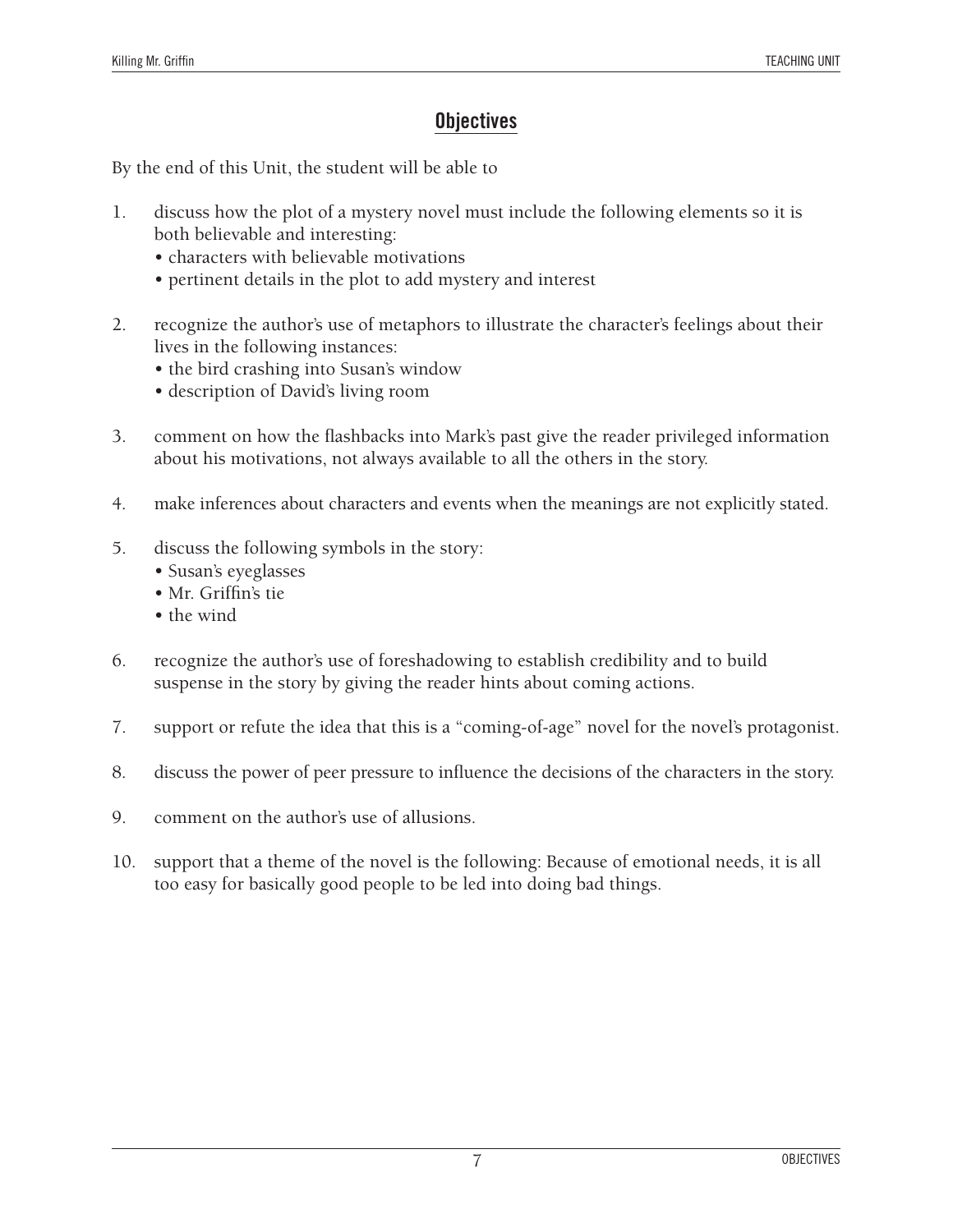## Objectives

By the end of this Unit, the student will be able to

1. discuss how the plot of a mystery novel must include the following elements so it is both believable and interesting:
   - characters with believable motivations
   - pertinent details in the plot to add mystery and interest

2. recognize the author's use of metaphors to illustrate the character's feelings about their lives in the following instances:
   - the bird crashing into Susan's window
   - description of David's living room

3. comment on how the flashbacks into Mark's past give the reader privileged information about his motivations, not always available to all the others in the story.

4. make inferences about characters and events when the meanings are not explicitly stated.

5. discuss the following symbols in the story:
   - Susan's eyeglasses
   - Mr. Griffin's tie
   - the wind

6. recognize the author's use of foreshadowing to establish credibility and to build suspense in the story by giving the reader hints about coming actions.

7. support or refute the idea that this is a "coming-of-age" novel for the novel's protagonist.

8. discuss the power of peer pressure to influence the decisions of the characters in the story.

9. comment on the author's use of allusions.

10. support that a theme of the novel is the following: Because of emotional needs, it is all too easy for basically good people to be led into doing bad things.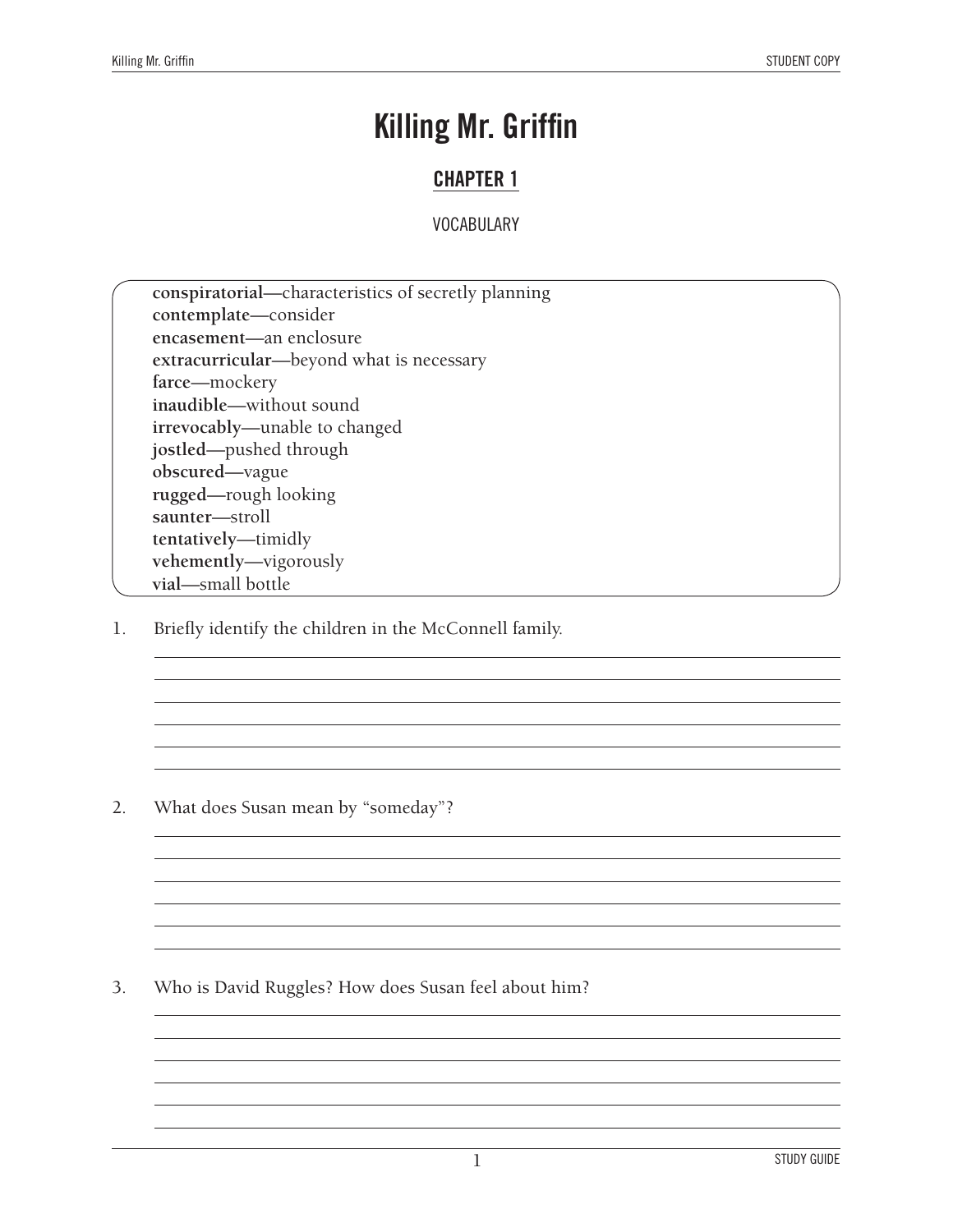# Killing Mr. Griffin

## CHAPTER 1

VOCABULARY

**conspiratorial—**characteristics of secretly planning
**contemplate—**consider
**encasement—**an enclosure
**extracurricular—**beyond what is necessary
**farce—**mockery
**inaudible—**without sound
**irrevocably—**unable to changed
**jostled—**pushed through
**obscured—**vague
**rugged—**rough looking
**saunter—**stroll
**tentatively—**timidly
**vehemently—**vigorously
**vial—**small bottle

1. Briefly identify the children in the McConnell family.

2. What does Susan mean by "someday"?

3. Who is David Ruggles? How does Susan feel about him?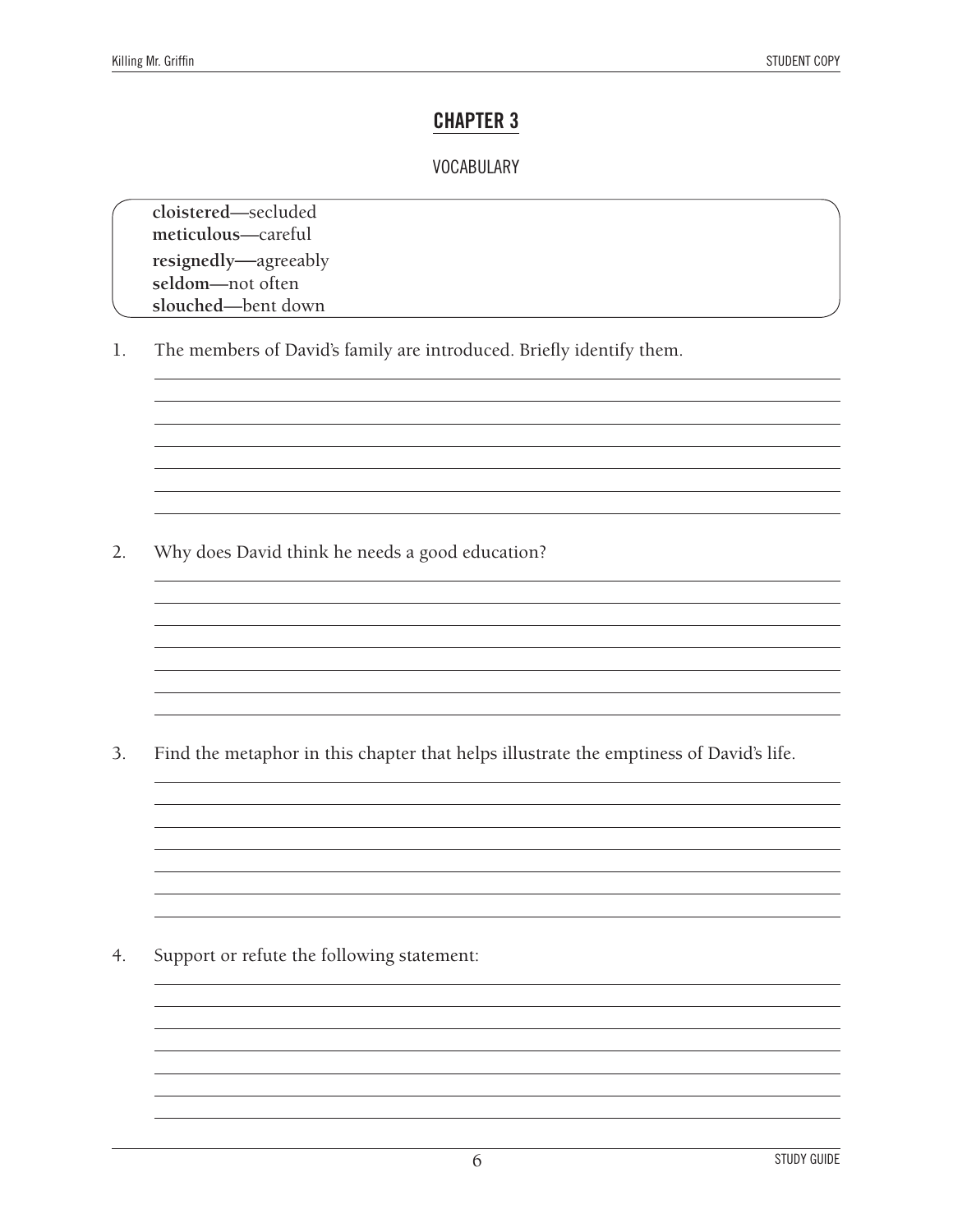## CHAPTER 3

VOCABULARY

**cloistered**—secluded
**meticulous**—careful
**resignedly**—agreeably
**seldom**—not often
**slouched**—bent down

1. The members of David's family are introduced. Briefly identify them.

2. Why does David think he needs a good education?

3. Find the metaphor in this chapter that helps illustrate the emptiness of David's life.

4. Support or refute the following statement: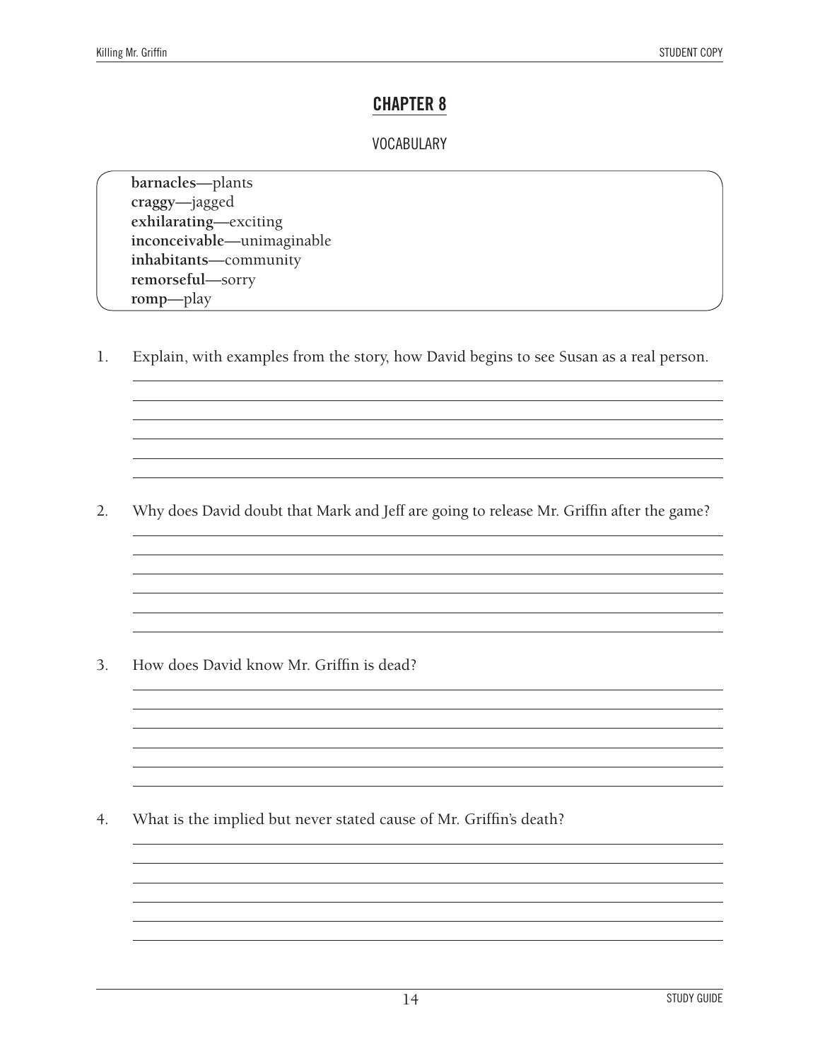# CHAPTER 8

## VOCABULARY

**barnacles**—plants
**craggy**—jagged
**exhilarating**—exciting
**inconceivable**—unimaginable
**inhabitants**—community
**remorseful**—sorry
**romp**—play

1. Explain, with examples from the story, how David begins to see Susan as a real person.

2. Why does David doubt that Mark and Jeff are going to release Mr. Griffin after the game?

3. How does David know Mr. Griffin is dead?

4. What is the implied but never stated cause of Mr. Griffin's death?